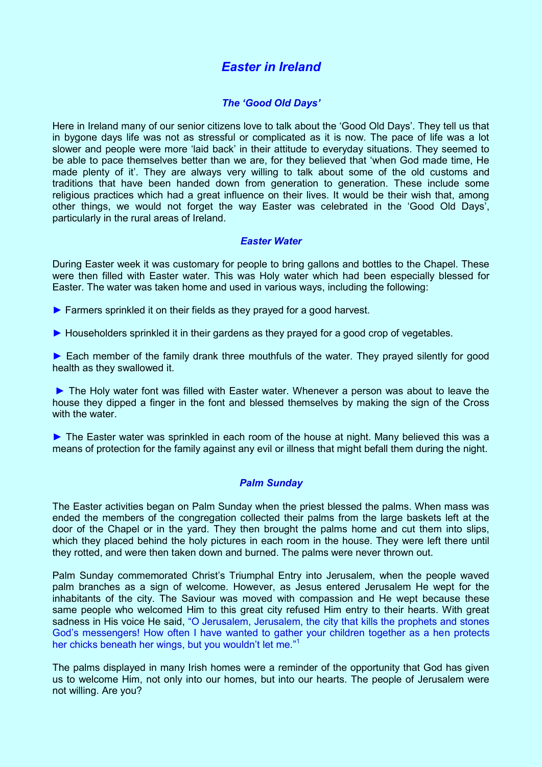# *Easter in Ireland*

## *The 'Good Old Days'*

Here in Ireland many of our senior citizens love to talk about the 'Good Old Days'. They tell us that in bygone days life was not as stressful or complicated as it is now. The pace of life was a lot slower and people were more 'laid back' in their attitude to everyday situations. They seemed to be able to pace themselves better than we are, for they believed that 'when God made time, He made plenty of it'. They are always very willing to talk about some of the old customs and traditions that have been handed down from generation to generation. These include some religious practices which had a great influence on their lives. It would be their wish that, among other things, we would not forget the way Easter was celebrated in the 'Good Old Days', particularly in the rural areas of Ireland.

## *Easter Water*

During Easter week it was customary for people to bring gallons and bottles to the Chapel. These were then filled with Easter water. This was Holy water which had been especially blessed for Easter. The water was taken home and used in various ways, including the following:

► Farmers sprinkled it on their fields as they prayed for a good harvest.

► Householders sprinkled it in their gardens as they prayed for a good crop of vegetables.

► Each member of the family drank three mouthfuls of the water. They prayed silently for good health as they swallowed it.

► The Holy water font was filled with Easter water. Whenever a person was about to leave the house they dipped a finger in the font and blessed themselves by making the sign of the Cross with the water.

► The Easter water was sprinkled in each room of the house at night. Many believed this was a means of protection for the family against any evil or illness that might befall them during the night.

## *Palm Sunday*

The Easter activities began on Palm Sunday when the priest blessed the palms. When mass was ended the members of the congregation collected their palms from the large baskets left at the door of the Chapel or in the yard. They then brought the palms home and cut them into slips, which they placed behind the holy pictures in each room in the house. They were left there until they rotted, and were then taken down and burned. The palms were never thrown out.

Palm Sunday commemorated Christ's Triumphal Entry into Jerusalem, when the people waved palm branches as a sign of welcome. However, as Jesus entered Jerusalem He wept for the inhabitants of the city. The Saviour was moved with compassion and He wept because these same people who welcomed Him to this great city refused Him entry to their hearts. With great sadness in His voice He said, "O Jerusalem, Jerusalem, the city that kills the prophets and stones God's messengers! How often I have wanted to gather your children together as a hen protects her chicks beneath her wings, but you wouldn't let me."[1]

The palms displayed in many Irish homes were a reminder of the opportunity that God has given us to welcome Him, not only into our homes, but into our hearts. The people of Jerusalem were not willing. Are you?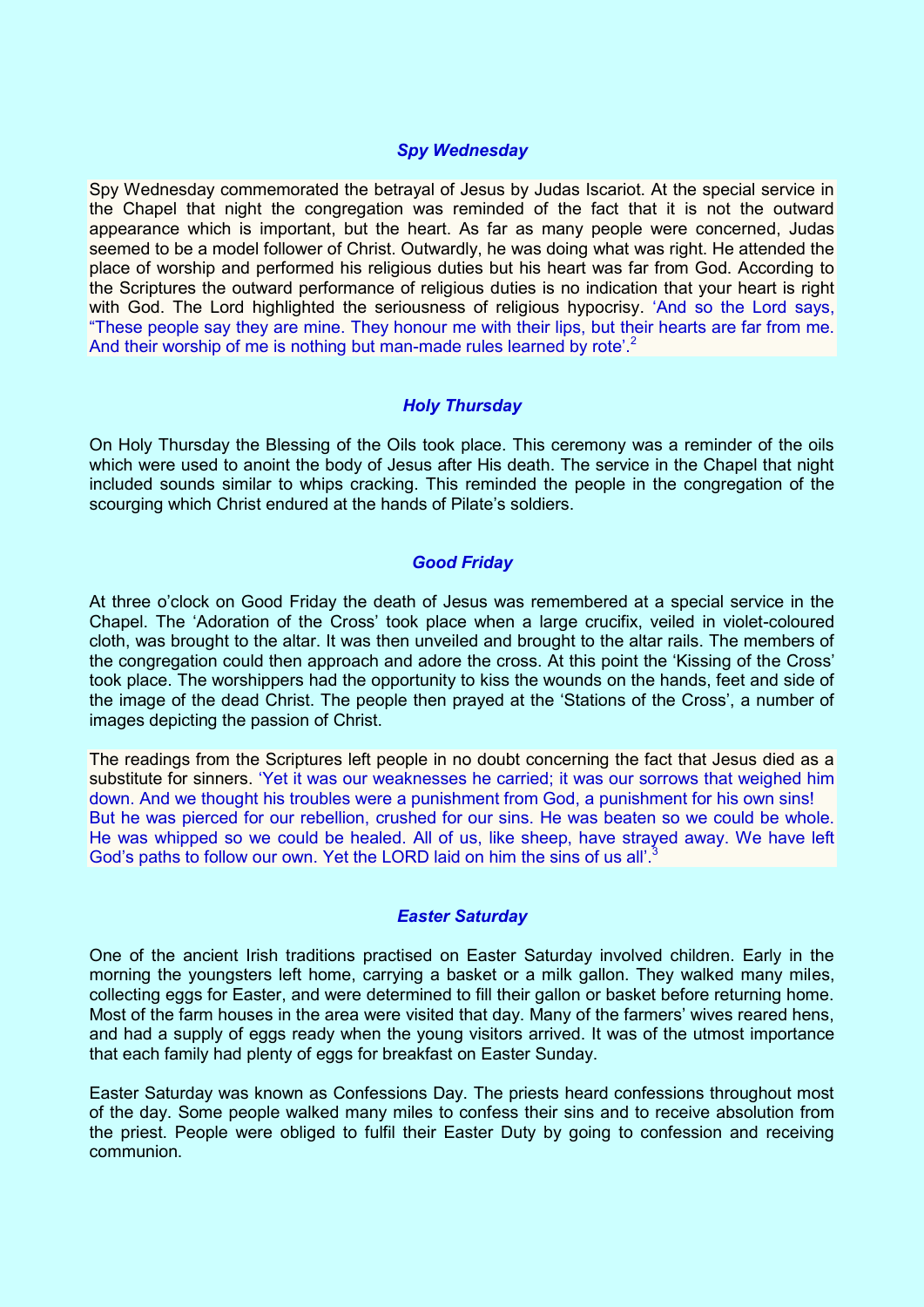### *Spy Wednesday*

Spy Wednesday commemorated the betrayal of Jesus by Judas Iscariot. At the special service in the Chapel that night the congregation was reminded of the fact that it is not the outward appearance which is important, but the heart. As far as many people were concerned, Judas seemed to be a model follower of Christ. Outwardly, he was doing what was right. He attended the place of worship and performed his religious duties but his heart was far from God. According to the Scriptures the outward performance of religious duties is no indication that your heart is right with God. The Lord highlighted the seriousness of religious hypocrisy. 'And so the Lord says, "These people say they are mine. They honour me with their lips, but their hearts are far from me. And their worship of me is nothing but man-made rules learned by rote'.[2]

### *Holy Thursday*

On Holy Thursday the Blessing of the Oils took place. This ceremony was a reminder of the oils which were used to anoint the body of Jesus after His death. The service in the Chapel that night included sounds similar to whips cracking. This reminded the people in the congregation of the scourging which Christ endured at the hands of Pilate's soldiers.

### *Good Friday*

At three o'clock on Good Friday the death of Jesus was remembered at a special service in the Chapel. The 'Adoration of the Cross' took place when a large crucifix, veiled in violet-coloured cloth, was brought to the altar. It was then unveiled and brought to the altar rails. The members of the congregation could then approach and adore the cross. At this point the 'Kissing of the Cross' took place. The worshippers had the opportunity to kiss the wounds on the hands, feet and side of the image of the dead Christ. The people then prayed at the 'Stations of the Cross', a number of images depicting the passion of Christ.

The readings from the Scriptures left people in no doubt concerning the fact that Jesus died as a substitute for sinners. 'Yet it was our weaknesses he carried; it was our sorrows that weighed him down. And we thought his troubles were a punishment from God, a punishment for his own sins! But he was pierced for our rebellion, crushed for our sins. He was beaten so we could be whole. He was whipped so we could be healed. All of us, like sheep, have strayed away. We have left God's paths to follow our own. Yet the LORD laid on him the sins of us all'.[3]

### *Easter Saturday*

One of the ancient Irish traditions practised on Easter Saturday involved children. Early in the morning the youngsters left home, carrying a basket or a milk gallon. They walked many miles, collecting eggs for Easter, and were determined to fill their gallon or basket before returning home. Most of the farm houses in the area were visited that day. Many of the farmers' wives reared hens, and had a supply of eggs ready when the young visitors arrived. It was of the utmost importance that each family had plenty of eggs for breakfast on Easter Sunday.

Easter Saturday was known as Confessions Day. The priests heard confessions throughout most of the day. Some people walked many miles to confess their sins and to receive absolution from the priest. People were obliged to fulfil their Easter Duty by going to confession and receiving communion.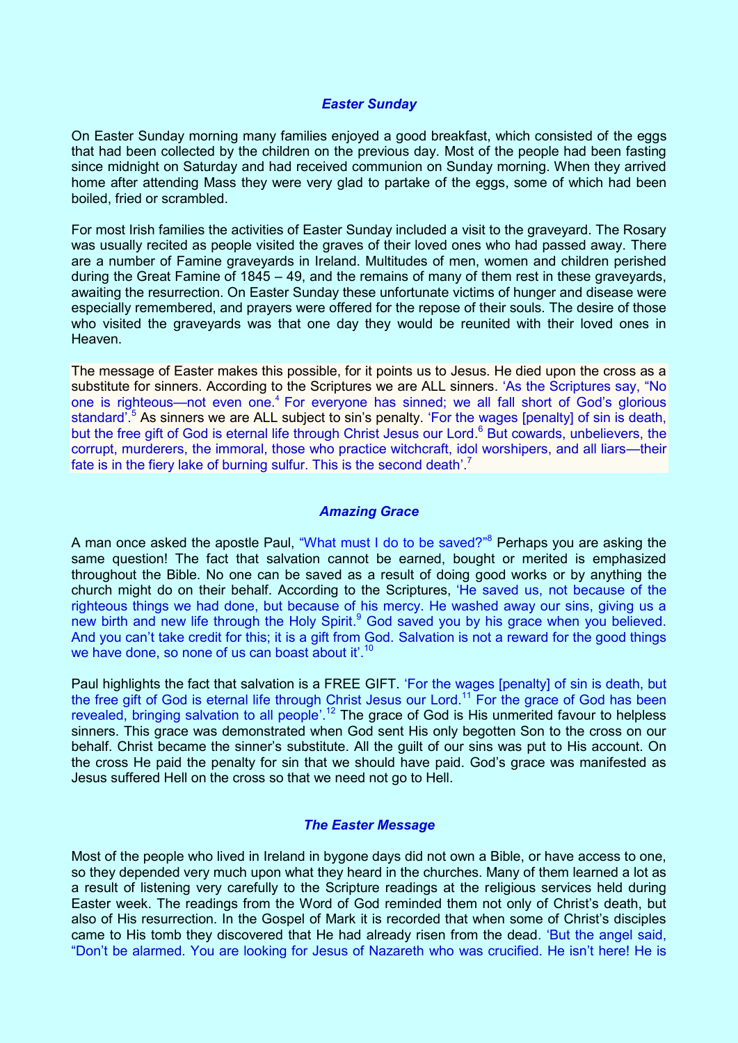### *Easter Sunday*

On Easter Sunday morning many families enjoyed a good breakfast, which consisted of the eggs that had been collected by the children on the previous day. Most of the people had been fasting since midnight on Saturday and had received communion on Sunday morning. When they arrived home after attending Mass they were very glad to partake of the eggs, some of which had been boiled, fried or scrambled.

For most Irish families the activities of Easter Sunday included a visit to the graveyard. The Rosary was usually recited as people visited the graves of their loved ones who had passed away. There are a number of Famine graveyards in Ireland. Multitudes of men, women and children perished during the Great Famine of 1845 – 49, and the remains of many of them rest in these graveyards, awaiting the resurrection. On Easter Sunday these unfortunate victims of hunger and disease were especially remembered, and prayers were offered for the repose of their souls. The desire of those who visited the graveyards was that one day they would be reunited with their loved ones in Heaven.

The message of Easter makes this possible, for it points us to Jesus. He died upon the cross as a substitute for sinners. According to the Scriptures we are ALL sinners. 'As the Scriptures say, "No one is righteous—not even one.[4] For everyone has sinned; we all fall short of God's glorious standard'.[5] As sinners we are ALL subject to sin's penalty. 'For the wages [penalty] of sin is death, but the free gift of God is eternal life through Christ Jesus our Lord.[6] But cowards, unbelievers, the corrupt, murderers, the immoral, those who practice witchcraft, idol worshipers, and all liars—their fate is in the fiery lake of burning sulfur. This is the second death'.[7]

### *Amazing Grace*

A man once asked the apostle Paul, "What must I do to be saved?"[8] Perhaps you are asking the same question! The fact that salvation cannot be earned, bought or merited is emphasized throughout the Bible. No one can be saved as a result of doing good works or by anything the church might do on their behalf. According to the Scriptures, 'He saved us, not because of the righteous things we had done, but because of his mercy. He washed away our sins, giving us a new birth and new life through the Holy Spirit.[9] God saved you by his grace when you believed. And you can't take credit for this; it is a gift from God. Salvation is not a reward for the good things we have done, so none of us can boast about it'.[10]

Paul highlights the fact that salvation is a FREE GIFT. 'For the wages [penalty] of sin is death, but the free gift of God is eternal life through Christ Jesus our Lord.[11] For the grace of God has been revealed, bringing salvation to all people'.[12] The grace of God is His unmerited favour to helpless sinners. This grace was demonstrated when God sent His only begotten Son to the cross on our behalf. Christ became the sinner's substitute. All the guilt of our sins was put to His account. On the cross He paid the penalty for sin that we should have paid. God's grace was manifested as Jesus suffered Hell on the cross so that we need not go to Hell.

### *The Easter Message*

Most of the people who lived in Ireland in bygone days did not own a Bible, or have access to one, so they depended very much upon what they heard in the churches. Many of them learned a lot as a result of listening very carefully to the Scripture readings at the religious services held during Easter week. The readings from the Word of God reminded them not only of Christ's death, but also of His resurrection. In the Gospel of Mark it is recorded that when some of Christ's disciples came to His tomb they discovered that He had already risen from the dead. 'But the angel said, "Don't be alarmed. You are looking for Jesus of Nazareth who was crucified. He isn't here! He is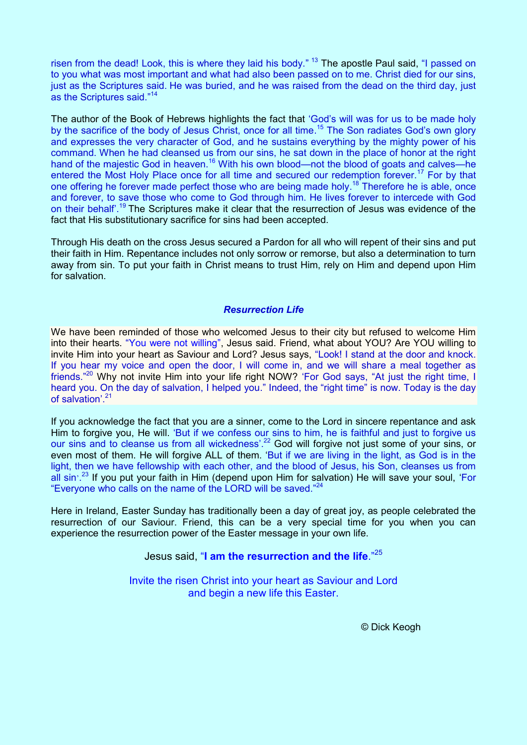risen from the dead! Look, this is where they laid his body." [13] The apostle Paul said, "I passed on to you what was most important and what had also been passed on to me. Christ died for our sins, just as the Scriptures said. He was buried, and he was raised from the dead on the third day, just as the Scriptures said."[14]

The author of the Book of Hebrews highlights the fact that 'God's will was for us to be made holy by the sacrifice of the body of Jesus Christ, once for all time.[15] The Son radiates God's own glory and expresses the very character of God, and he sustains everything by the mighty power of his command. When he had cleansed us from our sins, he sat down in the place of honor at the right hand of the majestic God in heaven.[16] With his own blood—not the blood of goats and calves—he entered the Most Holy Place once for all time and secured our redemption forever.[17] For by that one offering he forever made perfect those who are being made holy.[18] Therefore he is able, once and forever, to save those who come to God through him. He lives forever to intercede with God on their behalf'.[19] The Scriptures make it clear that the resurrection of Jesus was evidence of the fact that His substitutionary sacrifice for sins had been accepted.

Through His death on the cross Jesus secured a Pardon for all who will repent of their sins and put their faith in Him. Repentance includes not only sorrow or remorse, but also a determination to turn away from sin. To put your faith in Christ means to trust Him, rely on Him and depend upon Him for salvation.

### *Resurrection Life*

We have been reminded of those who welcomed Jesus to their city but refused to welcome Him into their hearts. "You were not willing", Jesus said. Friend, what about YOU? Are YOU willing to invite Him into your heart as Saviour and Lord? Jesus says, "Look! I stand at the door and knock. If you hear my voice and open the door, I will come in, and we will share a meal together as friends."[20] Why not invite Him into your life right NOW? 'For God says, "At just the right time, I heard you. On the day of salvation, I helped you." Indeed, the "right time" is now. Today is the day of salvation'.[21]

If you acknowledge the fact that you are a sinner, come to the Lord in sincere repentance and ask Him to forgive you, He will. 'But if we confess our sins to him, he is faithful and just to forgive us our sins and to cleanse us from all wickedness'.[22] God will forgive not just some of your sins, or even most of them. He will forgive ALL of them. 'But if we are living in the light, as God is in the light, then we have fellowship with each other, and the blood of Jesus, his Son, cleanses us from all sin'.[23] If you put your faith in Him (depend upon Him for salvation) He will save your soul, 'For "Everyone who calls on the name of the LORD will be saved."[24]

Here in Ireland, Easter Sunday has traditionally been a day of great joy, as people celebrated the resurrection of our Saviour. Friend, this can be a very special time for you when you can experience the resurrection power of the Easter message in your own life.

Jesus said, "**I am the resurrection and the life**."[25]

Invite the risen Christ into your heart as Saviour and Lord
and begin a new life this Easter.

© Dick Keogh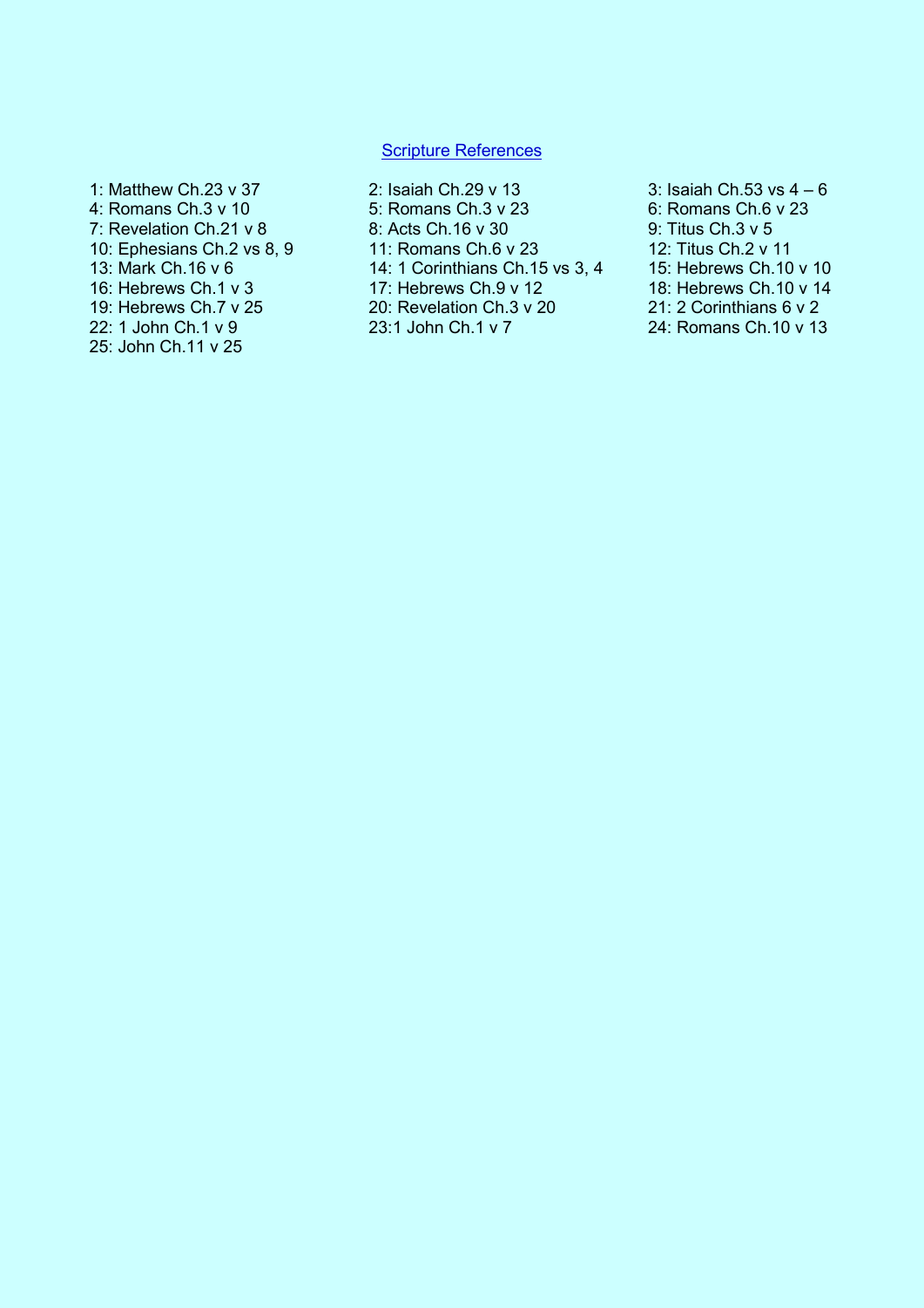## Scripture References

1: Matthew Ch.23 v 37
2: Isaiah Ch.29 v 13
3: Isaiah Ch.53 vs 4 – 6
4: Romans Ch.3 v 10
5: Romans Ch.3 v 23
6: Romans Ch.6 v 23
7: Revelation Ch.21 v 8
8: Acts Ch.16 v 30
9: Titus Ch.3 v 5
10: Ephesians Ch.2 vs 8, 9
11: Romans Ch.6 v 23
12: Titus Ch.2 v 11
13: Mark Ch.16 v 6
14: 1 Corinthians Ch.15 vs 3, 4
15: Hebrews Ch.10 v 10
16: Hebrews Ch.1 v 3
17: Hebrews Ch.9 v 12
18: Hebrews Ch.10 v 14
19: Hebrews Ch.7 v 25
20: Revelation Ch.3 v 20
21: 2 Corinthians 6 v 2
22: 1 John Ch.1 v 9
23:1 John Ch.1 v 7
24: Romans Ch.10 v 13
25: John Ch.11 v 25